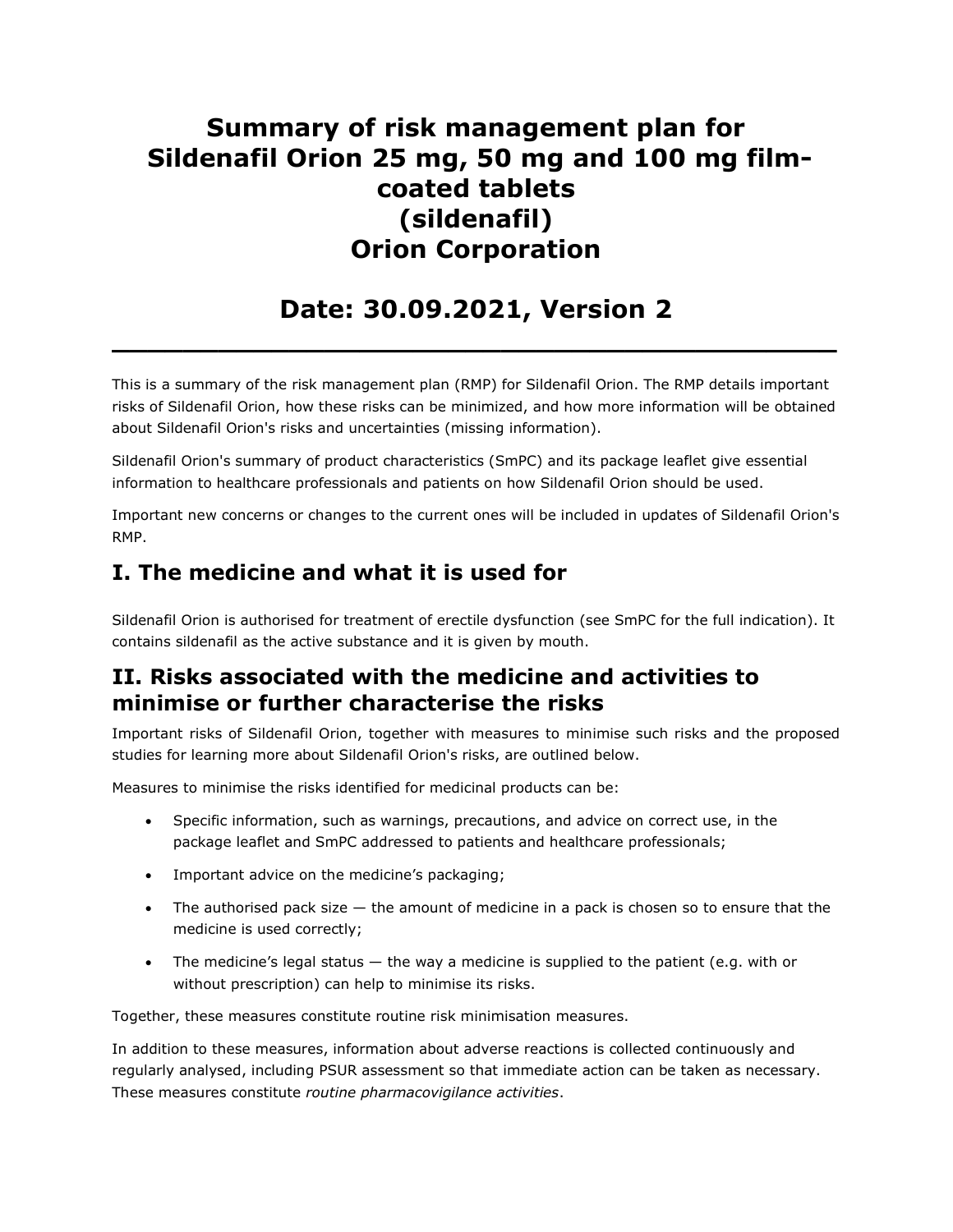# Summary of risk management plan for Sildenafil Orion 25 mg, 50 mg and 100 mg film-coated tablets (sildenafil) Orion Corporation

## Date: 30.09.2021, Version 2

---

This is a summary of the risk management plan (RMP) for Sildenafil Orion. The RMP details important risks of Sildenafil Orion, how these risks can be minimized, and how more information will be obtained about Sildenafil Orion's risks and uncertainties (missing information).

Sildenafil Orion's summary of product characteristics (SmPC) and its package leaflet give essential information to healthcare professionals and patients on how Sildenafil Orion should be used.

Important new concerns or changes to the current ones will be included in updates of Sildenafil Orion's RMP.

## I. The medicine and what it is used for

Sildenafil Orion is authorised for treatment of erectile dysfunction (see SmPC for the full indication). It contains sildenafil as the active substance and it is given by mouth.

## II. Risks associated with the medicine and activities to minimise or further characterise the risks

Important risks of Sildenafil Orion, together with measures to minimise such risks and the proposed studies for learning more about Sildenafil Orion's risks, are outlined below.

Measures to minimise the risks identified for medicinal products can be:

- Specific information, such as warnings, precautions, and advice on correct use, in the package leaflet and SmPC addressed to patients and healthcare professionals;
- Important advice on the medicine's packaging;
- The authorised pack size — the amount of medicine in a pack is chosen so to ensure that the medicine is used correctly;
- The medicine's legal status — the way a medicine is supplied to the patient (e.g. with or without prescription) can help to minimise its risks.

Together, these measures constitute routine risk minimisation measures.

In addition to these measures, information about adverse reactions is collected continuously and regularly analysed, including PSUR assessment so that immediate action can be taken as necessary. These measures constitute *routine pharmacovigilance activities*.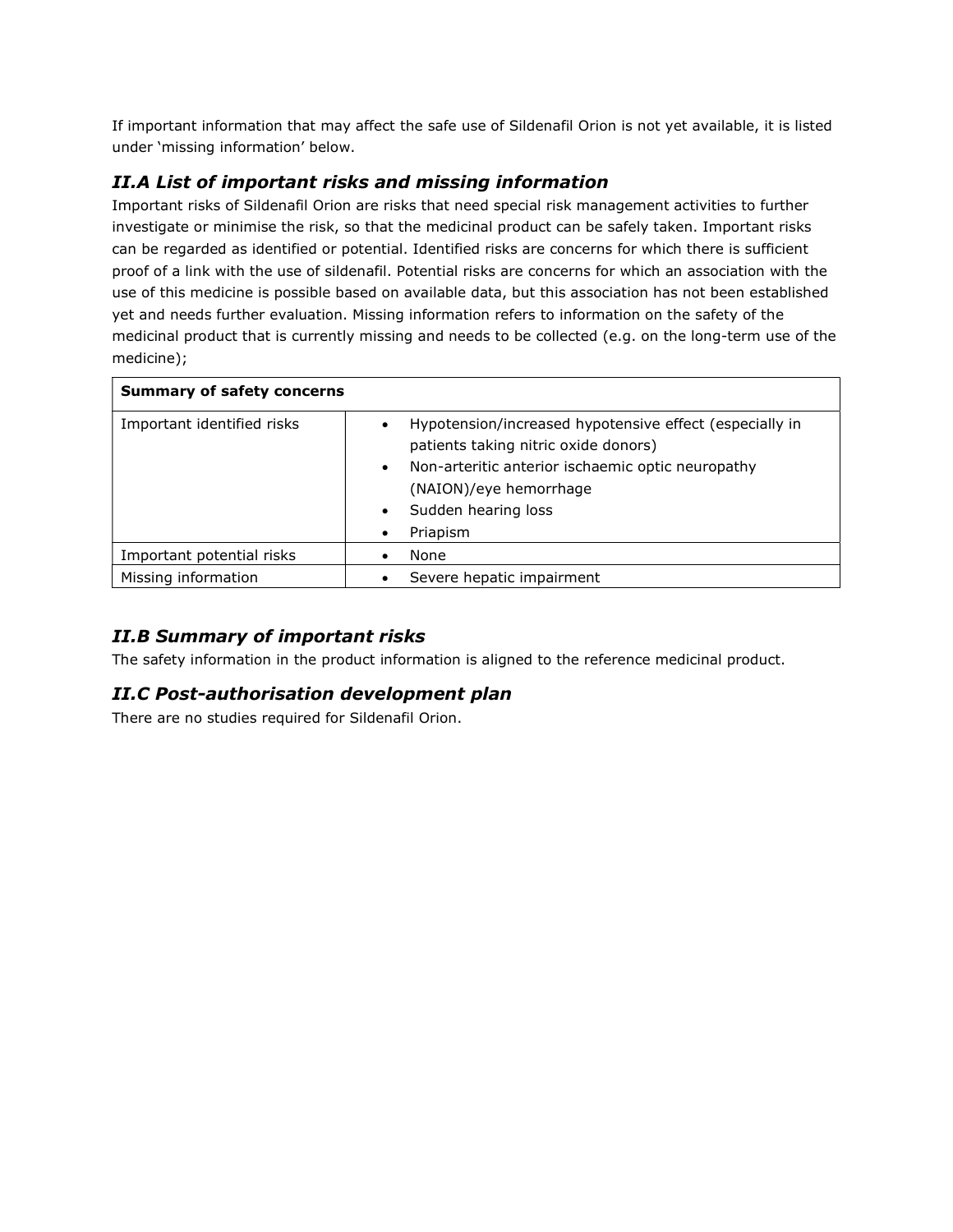If important information that may affect the safe use of Sildenafil Orion is not yet available, it is listed under 'missing information' below.

## *II.A List of important risks and missing information*

Important risks of Sildenafil Orion are risks that need special risk management activities to further investigate or minimise the risk, so that the medicinal product can be safely taken. Important risks can be regarded as identified or potential. Identified risks are concerns for which there is sufficient proof of a link with the use of sildenafil. Potential risks are concerns for which an association with the use of this medicine is possible based on available data, but this association has not been established yet and needs further evaluation. Missing information refers to information on the safety of the medicinal product that is currently missing and needs to be collected (e.g. on the long-term use of the medicine);

| **Summary of safety concerns** | |
|---|---|
| Important identified risks | • Hypotension/increased hypotensive effect (especially in patients taking nitric oxide donors)<br>• Non-arteritic anterior ischaemic optic neuropathy (NAION)/eye hemorrhage<br>• Sudden hearing loss<br>• Priapism |
| Important potential risks | • None |
| Missing information | • Severe hepatic impairment |

## *II.B Summary of important risks*

The safety information in the product information is aligned to the reference medicinal product.

## *II.C Post-authorisation development plan*

There are no studies required for Sildenafil Orion.